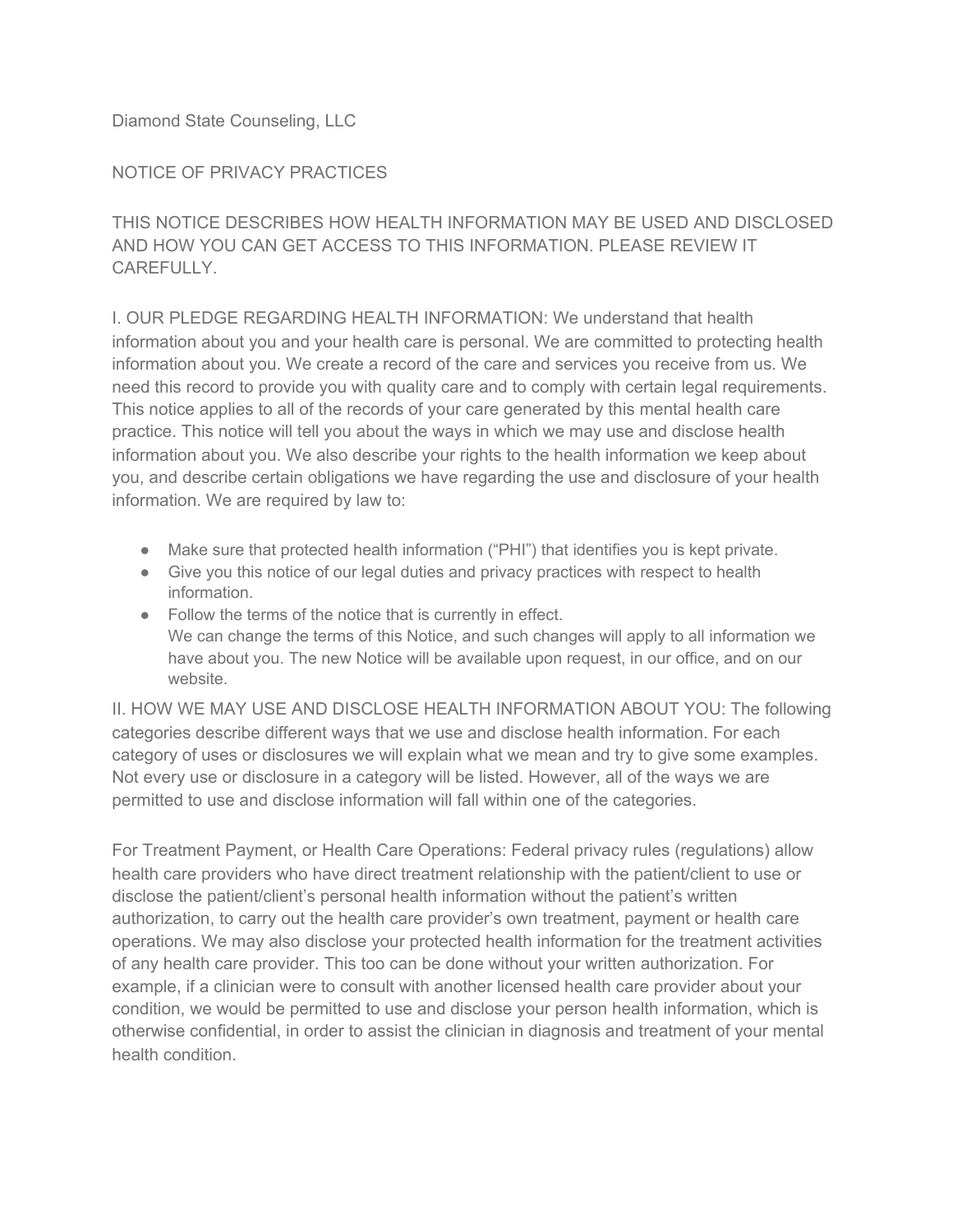Diamond State Counseling, LLC

# NOTICE OF PRIVACY PRACTICES

THIS NOTICE DESCRIBES HOW HEALTH INFORMATION MAY BE USED AND DISCLOSED AND HOW YOU CAN GET ACCESS TO THIS INFORMATION. PLEASE REVIEW IT CAREFULLY.

I. OUR PLEDGE REGARDING HEALTH INFORMATION: We understand that health information about you and your health care is personal. We are committed to protecting health information about you. We create a record of the care and services you receive from us. We need this record to provide you with quality care and to comply with certain legal requirements. This notice applies to all of the records of your care generated by this mental health care practice. This notice will tell you about the ways in which we may use and disclose health information about you. We also describe your rights to the health information we keep about you, and describe certain obligations we have regarding the use and disclosure of your health information. We are required by law to:

- Make sure that protected health information ("PHI") that identifies you is kept private.
- Give you this notice of our legal duties and privacy practices with respect to health information.
- Follow the terms of the notice that is currently in effect.
  We can change the terms of this Notice, and such changes will apply to all information we have about you. The new Notice will be available upon request, in our office, and on our website.

II. HOW WE MAY USE AND DISCLOSE HEALTH INFORMATION ABOUT YOU: The following categories describe different ways that we use and disclose health information. For each category of uses or disclosures we will explain what we mean and try to give some examples. Not every use or disclosure in a category will be listed. However, all of the ways we are permitted to use and disclose information will fall within one of the categories.

For Treatment Payment, or Health Care Operations: Federal privacy rules (regulations) allow health care providers who have direct treatment relationship with the patient/client to use or disclose the patient/client's personal health information without the patient's written authorization, to carry out the health care provider's own treatment, payment or health care operations. We may also disclose your protected health information for the treatment activities of any health care provider. This too can be done without your written authorization. For example, if a clinician were to consult with another licensed health care provider about your condition, we would be permitted to use and disclose your person health information, which is otherwise confidential, in order to assist the clinician in diagnosis and treatment of your mental health condition.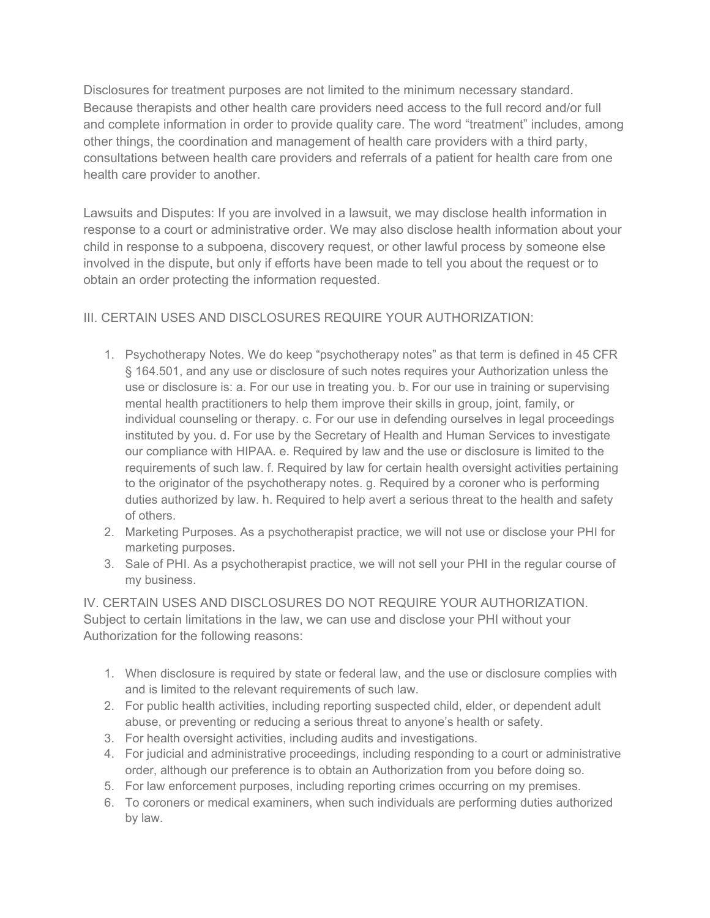Disclosures for treatment purposes are not limited to the minimum necessary standard. Because therapists and other health care providers need access to the full record and/or full and complete information in order to provide quality care. The word "treatment" includes, among other things, the coordination and management of health care providers with a third party, consultations between health care providers and referrals of a patient for health care from one health care provider to another.

Lawsuits and Disputes: If you are involved in a lawsuit, we may disclose health information in response to a court or administrative order. We may also disclose health information about your child in response to a subpoena, discovery request, or other lawful process by someone else involved in the dispute, but only if efforts have been made to tell you about the request or to obtain an order protecting the information requested.

III. CERTAIN USES AND DISCLOSURES REQUIRE YOUR AUTHORIZATION:

1. Psychotherapy Notes. We do keep "psychotherapy notes" as that term is defined in 45 CFR § 164.501, and any use or disclosure of such notes requires your Authorization unless the use or disclosure is: a. For our use in treating you. b. For our use in training or supervising mental health practitioners to help them improve their skills in group, joint, family, or individual counseling or therapy. c. For our use in defending ourselves in legal proceedings instituted by you. d. For use by the Secretary of Health and Human Services to investigate our compliance with HIPAA. e. Required by law and the use or disclosure is limited to the requirements of such law. f. Required by law for certain health oversight activities pertaining to the originator of the psychotherapy notes. g. Required by a coroner who is performing duties authorized by law. h. Required to help avert a serious threat to the health and safety of others.
2. Marketing Purposes. As a psychotherapist practice, we will not use or disclose your PHI for marketing purposes.
3. Sale of PHI. As a psychotherapist practice, we will not sell your PHI in the regular course of my business.

IV. CERTAIN USES AND DISCLOSURES DO NOT REQUIRE YOUR AUTHORIZATION. Subject to certain limitations in the law, we can use and disclose your PHI without your Authorization for the following reasons:

1. When disclosure is required by state or federal law, and the use or disclosure complies with and is limited to the relevant requirements of such law.
2. For public health activities, including reporting suspected child, elder, or dependent adult abuse, or preventing or reducing a serious threat to anyone's health or safety.
3. For health oversight activities, including audits and investigations.
4. For judicial and administrative proceedings, including responding to a court or administrative order, although our preference is to obtain an Authorization from you before doing so.
5. For law enforcement purposes, including reporting crimes occurring on my premises.
6. To coroners or medical examiners, when such individuals are performing duties authorized by law.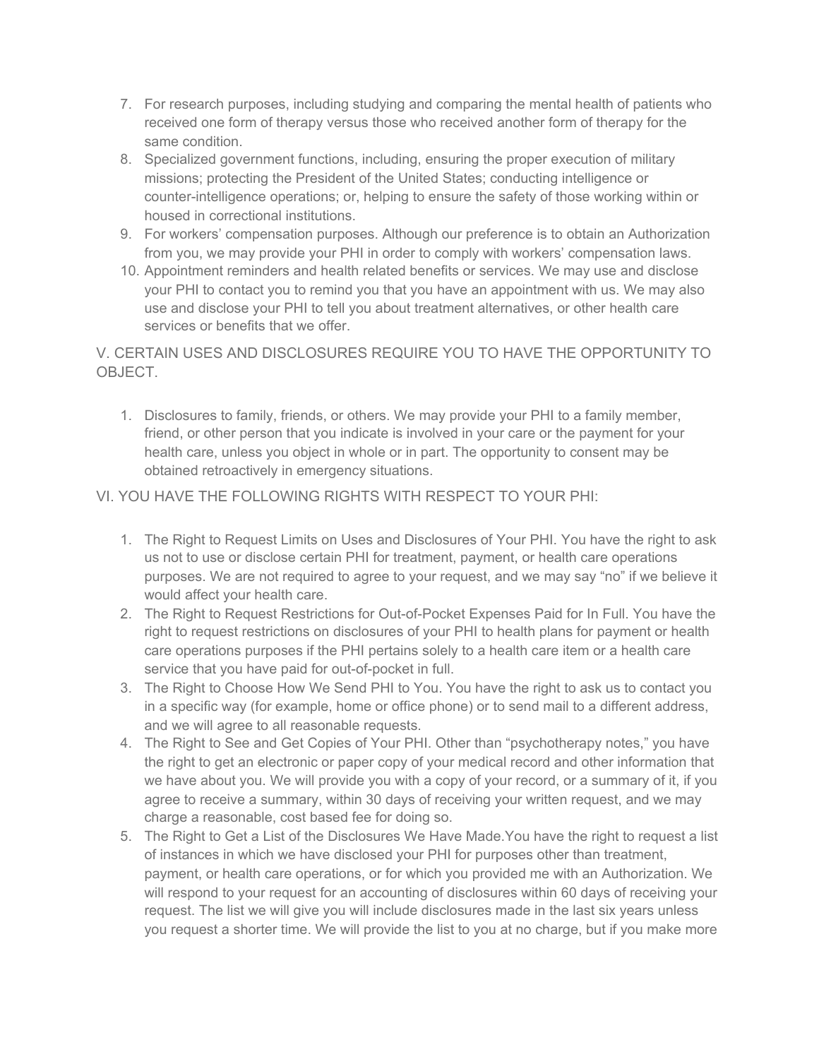7. For research purposes, including studying and comparing the mental health of patients who received one form of therapy versus those who received another form of therapy for the same condition.
8. Specialized government functions, including, ensuring the proper execution of military missions; protecting the President of the United States; conducting intelligence or counter-intelligence operations; or, helping to ensure the safety of those working within or housed in correctional institutions.
9. For workers' compensation purposes. Although our preference is to obtain an Authorization from you, we may provide your PHI in order to comply with workers' compensation laws.
10. Appointment reminders and health related benefits or services. We may use and disclose your PHI to contact you to remind you that you have an appointment with us. We may also use and disclose your PHI to tell you about treatment alternatives, or other health care services or benefits that we offer.

## V. CERTAIN USES AND DISCLOSURES REQUIRE YOU TO HAVE THE OPPORTUNITY TO OBJECT.

1. Disclosures to family, friends, or others. We may provide your PHI to a family member, friend, or other person that you indicate is involved in your care or the payment for your health care, unless you object in whole or in part. The opportunity to consent may be obtained retroactively in emergency situations.

## VI. YOU HAVE THE FOLLOWING RIGHTS WITH RESPECT TO YOUR PHI:

1. The Right to Request Limits on Uses and Disclosures of Your PHI. You have the right to ask us not to use or disclose certain PHI for treatment, payment, or health care operations purposes. We are not required to agree to your request, and we may say "no" if we believe it would affect your health care.
2. The Right to Request Restrictions for Out-of-Pocket Expenses Paid for In Full. You have the right to request restrictions on disclosures of your PHI to health plans for payment or health care operations purposes if the PHI pertains solely to a health care item or a health care service that you have paid for out-of-pocket in full.
3. The Right to Choose How We Send PHI to You. You have the right to ask us to contact you in a specific way (for example, home or office phone) or to send mail to a different address, and we will agree to all reasonable requests.
4. The Right to See and Get Copies of Your PHI. Other than "psychotherapy notes," you have the right to get an electronic or paper copy of your medical record and other information that we have about you. We will provide you with a copy of your record, or a summary of it, if you agree to receive a summary, within 30 days of receiving your written request, and we may charge a reasonable, cost based fee for doing so.
5. The Right to Get a List of the Disclosures We Have Made.You have the right to request a list of instances in which we have disclosed your PHI for purposes other than treatment, payment, or health care operations, or for which you provided me with an Authorization. We will respond to your request for an accounting of disclosures within 60 days of receiving your request. The list we will give you will include disclosures made in the last six years unless you request a shorter time. We will provide the list to you at no charge, but if you make more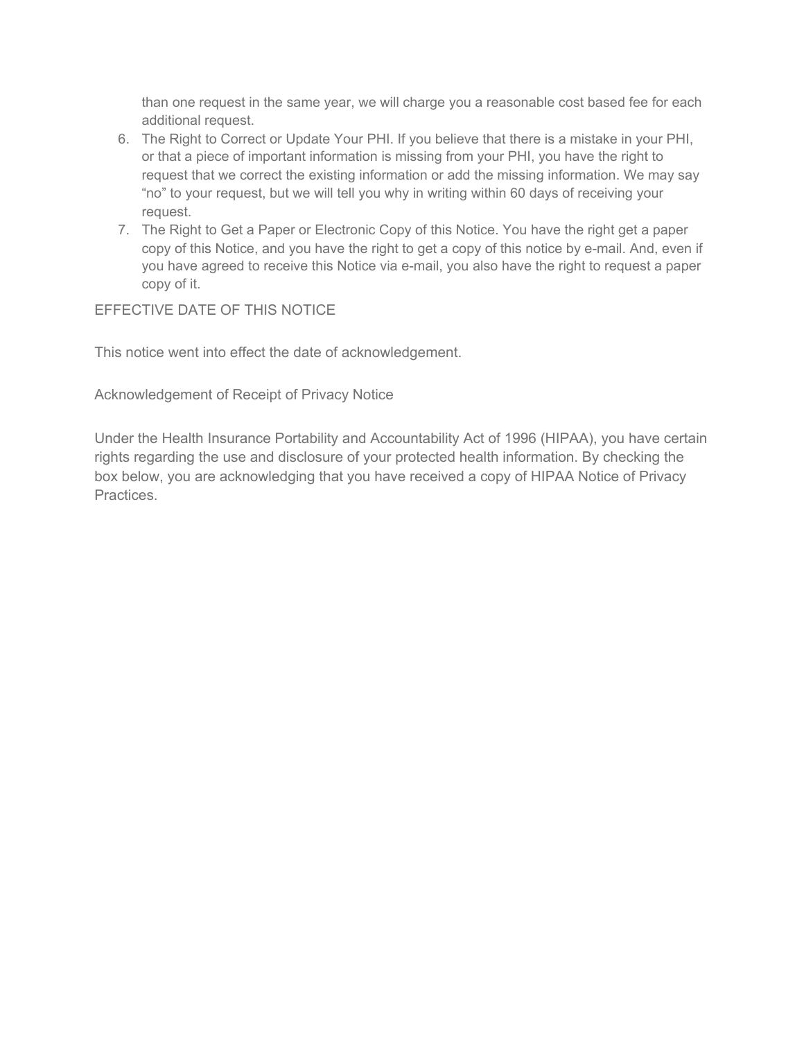than one request in the same year, we will charge you a reasonable cost based fee for each additional request.

6. The Right to Correct or Update Your PHI. If you believe that there is a mistake in your PHI, or that a piece of important information is missing from your PHI, you have the right to request that we correct the existing information or add the missing information. We may say "no" to your request, but we will tell you why in writing within 60 days of receiving your request.
7. The Right to Get a Paper or Electronic Copy of this Notice. You have the right get a paper copy of this Notice, and you have the right to get a copy of this notice by e-mail. And, even if you have agreed to receive this Notice via e-mail, you also have the right to request a paper copy of it.

EFFECTIVE DATE OF THIS NOTICE

This notice went into effect the date of acknowledgement.

Acknowledgement of Receipt of Privacy Notice

Under the Health Insurance Portability and Accountability Act of 1996 (HIPAA), you have certain rights regarding the use and disclosure of your protected health information. By checking the box below, you are acknowledging that you have received a copy of HIPAA Notice of Privacy Practices.